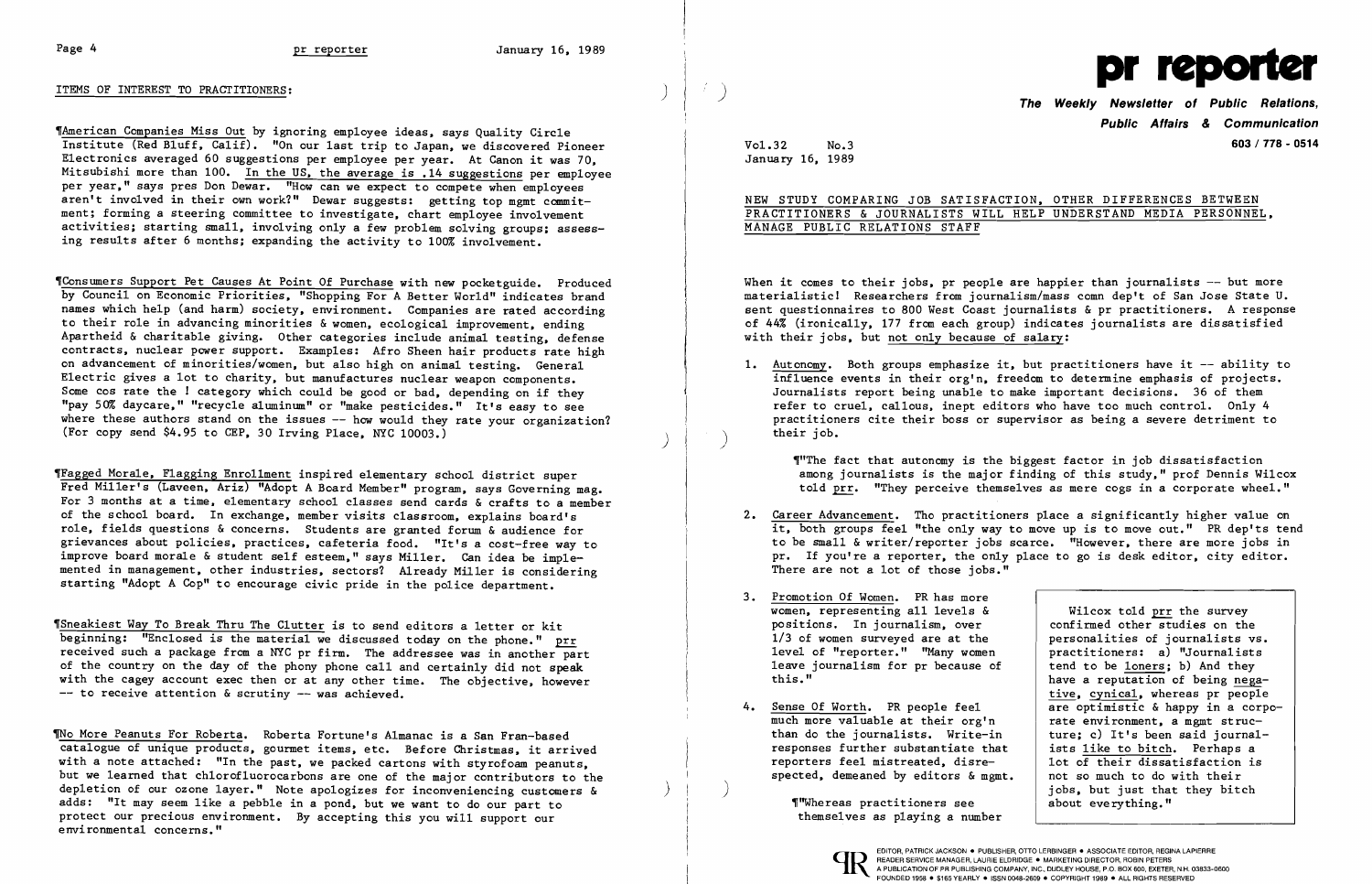## ITEMS OF INTEREST TO PRACTITIONERS:

¶American Companies Miss Out by ignoring employee ideas, says Quality Circle Institute (Red Bluff, Calif). "On our last trip to Japan, we discovered Pioneer Electronics averaged 60 suggestions per employee per year. At Canon it was 70, Mitsubishi more than 100. In the US, the average is .14 suggestions per employee per year," says pres Don Dewar. "How can we expect to compete when employees aren't involved in their own work?" Dewar suggests: getting top mgmt commitment; forming a steering committee to investigate, chart employee involvement activities; starting small, involving only a few problem solving groups; assessing results after 6 months; expanding the activity to 100% involvement.

¶Consumers Support Pet Causes At Point Of Purchase with new pocketguide. Produced by Council on Economic Priorities, "Shopping For A Better World" indicates brand names which help (and harm) society, environment. Companies are rated according to their role in advancing minorities & women, ecological improvement, ending Apartheid & charitable giving. Other categories include animal testing, defense contracts, nuclear power support. Examples: Afro Sheen hair products rate high on advancement of minorities/women, but also high on animal testing. General Electric gives a lot to charity, but manufactures nuclear weapon components. Some cos rate the ! category which could be good or bad, depending on if they "pay 50% daycare," "recycle aluminum" or "make pesticides." It's easy to see where these authors stand on the issues -- how would they rate your organization? (For copy send $4.95 to CEP, 30 Irving Place, NYC 10003.)

¶Fagged Morale, Flagging Enrollment inspired elementary school district super Fred Miller's (Laveen, Ariz) "Adopt A Board Member" program, says Governing mag. For 3 months at a time, elementary school classes send cards & crafts to a member of the school board. In exchange, member visits classroom, explains board's role, fields questions & concerns. Students are granted forum & audience for grievances about policies, practices, cafeteria food. "It's a cost-free way to improve board morale & student self esteem," says Miller. Can idea be implemented in management, other industries, sectors? Already Miller is considering starting "Adopt A Cop" to encourage civic pride in the police department.

¶Sneakiest Way To Break Thru The Clutter is to send editors a letter or kit beginning: "Enclosed is the material we discussed today on the phone." prr received such a package from a NYC pr firm. The addressee was in another part of the country on the day of the phony phone call and certainly did not speak with the cagey account exec then or at any other time. The objective, however -- to receive attention & scrutiny -- was achieved.

¶No More Peanuts For Roberta. Roberta Fortune's Almanac is a San Fran-based catalogue of unique products, gourmet items, etc. Before Christmas, it arrived with a note attached: "In the past, we packed cartons with styrofoam peanuts, but we learned that chlorofluorocarbons are one of the major contributors to the depletion of our ozone layer." Note apologizes for inconveniencing customers & adds: "It may seem like a pebble in a pond, but we want to do our part to protect our precious environment. By accepting this you will support our environmental concerns."

# pr reporter

**The Weekly Newsletter of Public Relations, Public Affairs & Communication**

603 / 778 - 0514

Vol.32 No.3
January 16, 1989

## NEW STUDY COMPARING JOB SATISFACTION, OTHER DIFFERENCES BETWEEN PRACTITIONERS & JOURNALISTS WILL HELP UNDERSTAND MEDIA PERSONNEL, MANAGE PUBLIC RELATIONS STAFF

When it comes to their jobs, pr people are happier than journalists -- but more materialistic! Researchers from journalism/mass comn dep't of San Jose State U. sent questionnaires to 800 West Coast journalists & pr practitioners. A response of 44% (ironically, 177 from each group) indicates journalists are dissatisfied with their jobs, but not only because of salary:

1. Autonomy. Both groups emphasize it, but practitioners have it -- ability to influence events in their org'n, freedom to determine emphasis of projects. Journalists report being unable to make important decisions. 36 of them refer to cruel, callous, inept editors who have too much control. Only 4 practitioners cite their boss or supervisor as being a severe detriment to their job.

   ¶"The fact that autonomy is the biggest factor in job dissatisfaction among journalists is the major finding of this study," prof Dennis Wilcox told prr. "They perceive themselves as mere cogs in a corporate wheel."

2. Career Advancement. Tho practitioners place a significantly higher value on it, both groups feel "the only way to move up is to move out." PR dep'ts tend to be small & writer/reporter jobs scarce. "However, there are more jobs in pr. If you're a reporter, the only place to go is desk editor, city editor. There are not a lot of those jobs."

3. Promotion Of Women. PR has more women, representing all levels & positions. In journalism, over 1/3 of women surveyed are at the level of "reporter." "Many women leave journalism for pr because of this."

4. Sense Of Worth. PR people feel much more valuable at their org'n than do the journalists. Write-in responses further substantiate that reporters feel mistreated, disrespected, demeaned by editors & mgmt.

   ¶"Whereas practitioners see themselves as playing a number

> Wilcox told prr the survey confirmed other studies on the personalities of journalists vs. practitioners: a) "Journalists tend to be loners; b) And they have a reputation of being negative, cynical, whereas pr people are optimistic & happy in a corporate environment, a mgmt structure; c) It's been said journalists like to bitch. Perhaps a lot of their dissatisfaction is not so much to do with their jobs, but just that they bitch about everything."

EDITOR, PATRICK JACKSON • PUBLISHER, OTTO LERBINGER • ASSOCIATE EDITOR, REGINA LAPIERRE
READER SERVICE MANAGER, LAURIE ELDRIDGE • MARKETING DIRECTOR, ROBIN PETERS
A PUBLICATION OF PR PUBLISHING COMPANY, INC., DUDLEY HOUSE, P.O. BOX 600, EXETER, N.H. 03833-0600
FOUNDED 1958 • $165 YEARLY • ISSN 0048-2609 • COPYRIGHT 1989 • ALL RIGHTS RESERVED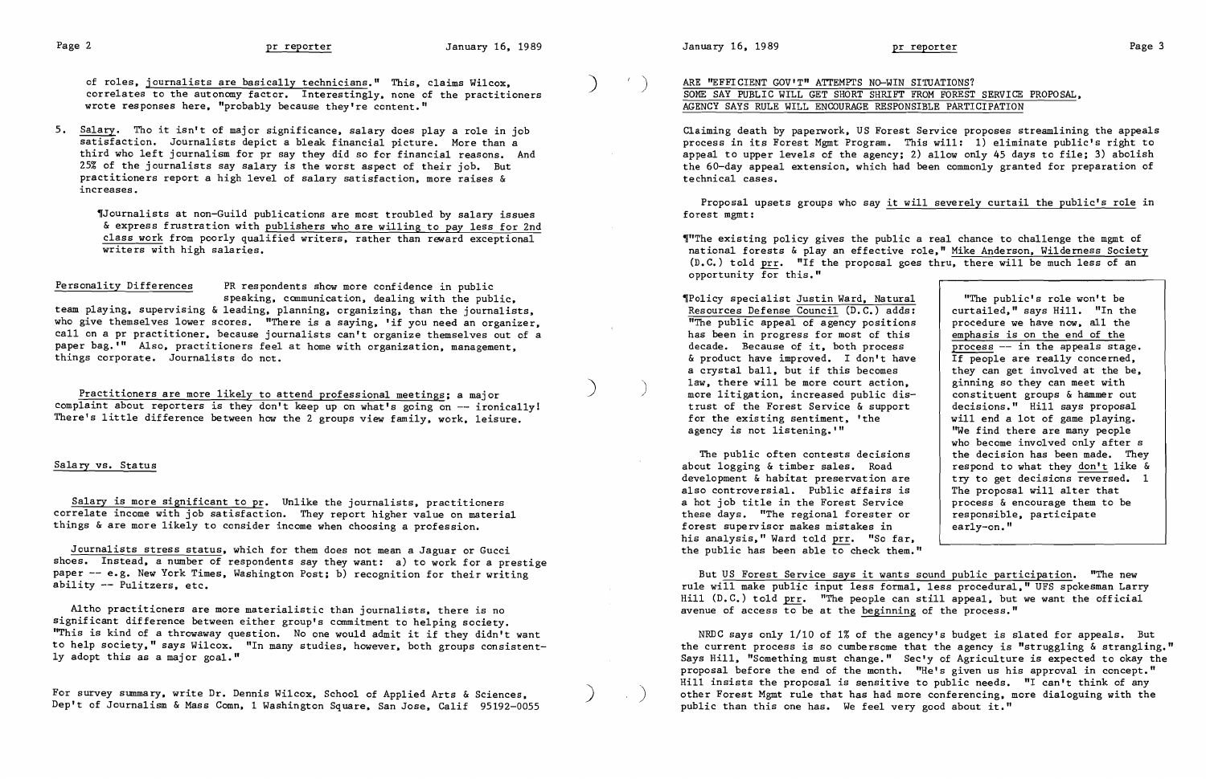of roles, journalists are basically technicians." This, claims Wilcox, correlates to the autonomy factor. Interestingly, none of the practitioners wrote responses here, "probably because they're content."

5. Salary. Tho it isn't of major significance, salary does play a role in job satisfaction. Journalists depict a bleak financial picture. More than a third who left journalism for pr say they did so for financial reasons. And 25% of the journalists say salary is the worst aspect of their job. But practitioners report a high level of salary satisfaction, more raises & increases.

¶Journalists at non-Guild publications are most troubled by salary issues & express frustration with publishers who are willing to pay less for 2nd class work from poorly qualified writers, rather than reward exceptional writers with high salaries.

Personality Differences — PR respondents show more confidence in public speaking, communication, dealing with the public, team playing, supervising & leading, planning, organizing, than the journalists, who give themselves lower scores. "There is a saying, 'if you need an organizer, call on a pr practitioner, because journalists can't organize themselves out of a paper bag.'" Also, practitioners feel at home with organization, management, things corporate. Journalists do not.

Practitioners are more likely to attend professional meetings; a major complaint about reporters is they don't keep up on what's going on -- ironically! There's little difference between how the 2 groups view family, work, leisure.

## Salary vs. Status

Salary is more significant to pr. Unlike the journalists, practitioners correlate income with job satisfaction. They report higher value on material things & are more likely to consider income when choosing a profession.

Journalists stress status, which for them does not mean a Jaguar or Gucci shoes. Instead, a number of respondents say they want: a) to work for a prestige paper -- e.g. New York Times, Washington Post; b) recognition for their writing ability -- Pulitzers, etc.

Altho practitioners are more materialistic than journalists, there is no significant difference between either group's commitment to helping society. "This is kind of a throwaway question. No one would admit it if they didn't want to help society," says Wilcox. "In many studies, however, both groups consistently adopt this as a major goal."

For survey summary, write Dr. Dennis Wilcox, School of Applied Arts & Sciences, Dep't of Journalism & Mass Comn, 1 Washington Square, San Jose, Calif 95192-0055

## ARE "EFFICIENT GOV'T" ATTEMPTS NO-WIN SITUATIONS? SOME SAY PUBLIC WILL GET SHORT SHRIFT FROM FOREST SERVICE PROPOSAL, AGENCY SAYS RULE WILL ENCOURAGE RESPONSIBLE PARTICIPATION

Claiming death by paperwork, US Forest Service proposes streamlining the appeals process in its Forest Mgmt Program. This will: 1) eliminate public's right to appeal to upper levels of the agency; 2) allow only 45 days to file; 3) abolish the 60-day appeal extension, which had been commonly granted for preparation of technical cases.

Proposal upsets groups who say it will severely curtail the public's role in forest mgmt:

¶"The existing policy gives the public a real chance to challenge the mgmt of national forests & play an effective role," Mike Anderson, Wilderness Society (D.C.) told prr. "If the proposal goes thru, there will be much less of an opportunity for this."

¶Policy specialist Justin Ward, Natural Resources Defense Council (D.C.) adds: "The public appeal of agency positions has been in progress for most of this decade. Because of it, both process & product have improved. I don't have a crystal ball, but if this becomes law, there will be more court action, more litigation, increased public distrust of the Forest Service & support for the existing sentiment, 'the agency is not listening.'"

The public often contests decisions about logging & timber sales. Road development & habitat preservation are also controversial. Public affairs is a hot job title in the Forest Service these days. "The regional forester or forest supervisor makes mistakes in his analysis," Ward told prr. "So far, the public has been able to check them."

> "The public's role won't be curtailed," says Hill. "In the procedure we have now, all the emphasis is on the end of the process -- in the appeals stage. If people are really concerned, they can get involved at the beginning so they can meet with constituent groups & hammer out decisions." Hill says proposal will end a lot of game playing. "We find there are many people who become involved only after the decision has been made. They respond to what they don't like & try to get decisions reversed. The proposal will alter that process & encourage them to be responsible, participate early-on."

But US Forest Service says it wants sound public participation. "The new rule will make public input less formal, less procedural," UFS spokesman Larry Hill (D.C.) told prr. "The people can still appeal, but we want the official avenue of access to be at the beginning of the process."

NRDC says only 1/10 of 1% of the agency's budget is slated for appeals. But the current process is so cumbersome that the agency is "struggling & strangling." Says Hill, "Something must change." Sec'y of Agriculture is expected to okay the proposal before the end of the month. "He's given us his approval in concept." Hill insists the proposal is sensitive to public needs. "I can't think of any other Forest Mgmt rule that has had more conferencing, more dialoguing with the public than this one has. We feel very good about it."